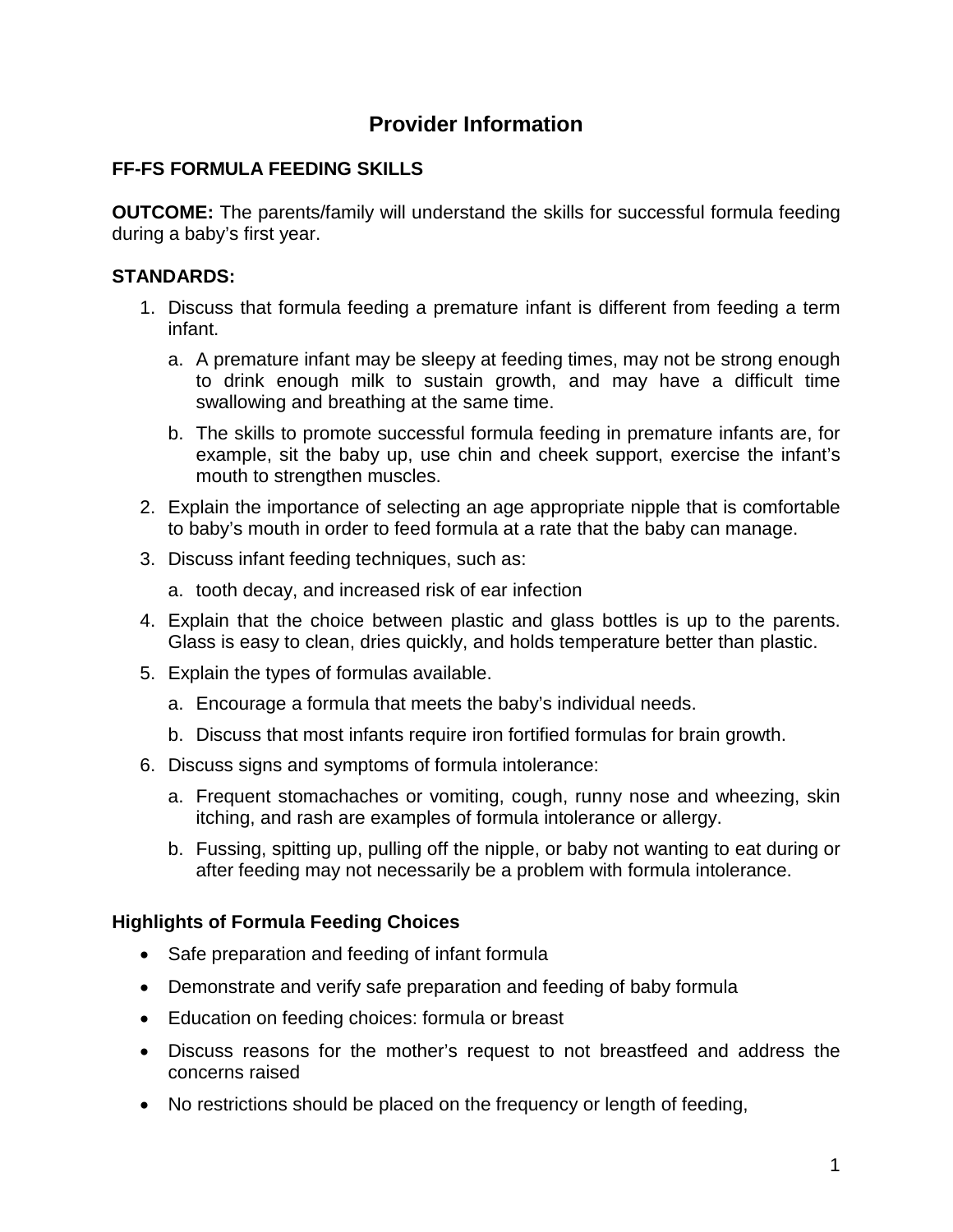# Provider Information

**FF-FS FORMULA FEEDING SKILLS**

**OUTCOME:** The parents/family will understand the skills for successful formula feeding during a baby's first year.

**STANDARDS:**

1. Discuss that formula feeding a premature infant is different from feeding a term infant.
   a. A premature infant may be sleepy at feeding times, may not be strong enough to drink enough milk to sustain growth, and may have a difficult time swallowing and breathing at the same time.
   b. The skills to promote successful formula feeding in premature infants are, for example, sit the baby up, use chin and cheek support, exercise the infant's mouth to strengthen muscles.
2. Explain the importance of selecting an age appropriate nipple that is comfortable to baby's mouth in order to feed formula at a rate that the baby can manage.
3. Discuss infant feeding techniques, such as:
   a. tooth decay, and increased risk of ear infection
4. Explain that the choice between plastic and glass bottles is up to the parents. Glass is easy to clean, dries quickly, and holds temperature better than plastic.
5. Explain the types of formulas available.
   a. Encourage a formula that meets the baby's individual needs.
   b. Discuss that most infants require iron fortified formulas for brain growth.
6. Discuss signs and symptoms of formula intolerance:
   a. Frequent stomachaches or vomiting, cough, runny nose and wheezing, skin itching, and rash are examples of formula intolerance or allergy.
   b. Fussing, spitting up, pulling off the nipple, or baby not wanting to eat during or after feeding may not necessarily be a problem with formula intolerance.

**Highlights of Formula Feeding Choices**

- Safe preparation and feeding of infant formula
- Demonstrate and verify safe preparation and feeding of baby formula
- Education on feeding choices: formula or breast
- Discuss reasons for the mother's request to not breastfeed and address the concerns raised
- No restrictions should be placed on the frequency or length of feeding,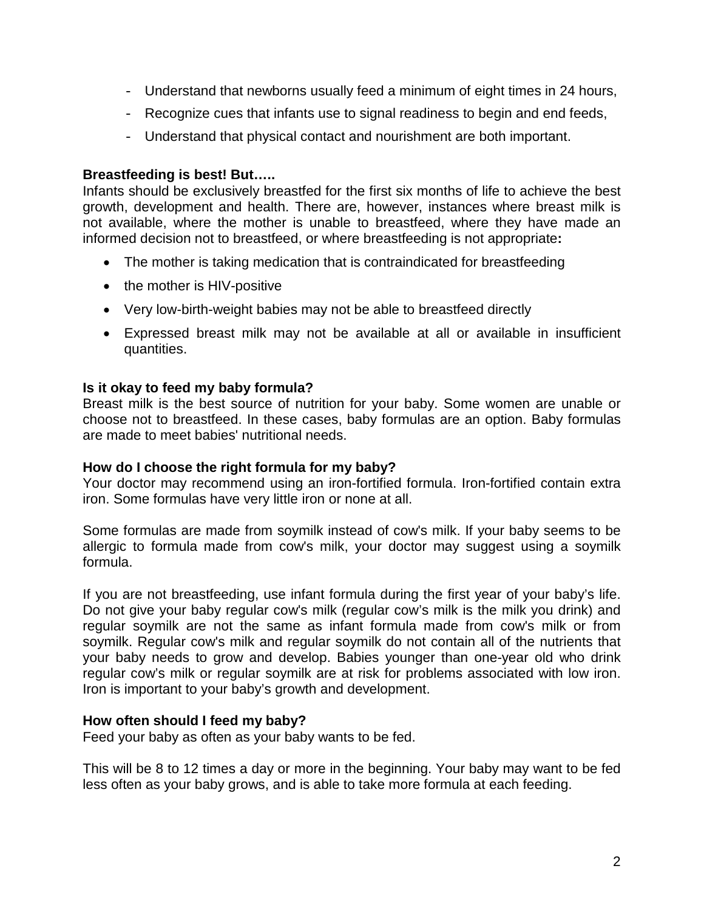- Understand that newborns usually feed a minimum of eight times in 24 hours,
- Recognize cues that infants use to signal readiness to begin and end feeds,
- Understand that physical contact and nourishment are both important.

**Breastfeeding is best! But…..**

Infants should be exclusively breastfed for the first six months of life to achieve the best growth, development and health. There are, however, instances where breast milk is not available, where the mother is unable to breastfeed, where they have made an informed decision not to breastfeed, or where breastfeeding is not appropriate**:**

- The mother is taking medication that is contraindicated for breastfeeding
- the mother is HIV-positive
- Very low-birth-weight babies may not be able to breastfeed directly
- Expressed breast milk may not be available at all or available in insufficient quantities.

**Is it okay to feed my baby formula?**

Breast milk is the best source of nutrition for your baby. Some women are unable or choose not to breastfeed. In these cases, baby formulas are an option. Baby formulas are made to meet babies' nutritional needs.

**How do I choose the right formula for my baby?**

Your doctor may recommend using an iron-fortified formula. Iron-fortified contain extra iron. Some formulas have very little iron or none at all.

Some formulas are made from soymilk instead of cow's milk. If your baby seems to be allergic to formula made from cow's milk, your doctor may suggest using a soymilk formula.

If you are not breastfeeding, use infant formula during the first year of your baby's life. Do not give your baby regular cow's milk (regular cow's milk is the milk you drink) and regular soymilk are not the same as infant formula made from cow's milk or from soymilk. Regular cow's milk and regular soymilk do not contain all of the nutrients that your baby needs to grow and develop. Babies younger than one-year old who drink regular cow's milk or regular soymilk are at risk for problems associated with low iron. Iron is important to your baby's growth and development.

**How often should I feed my baby?**

Feed your baby as often as your baby wants to be fed.

This will be 8 to 12 times a day or more in the beginning. Your baby may want to be fed less often as your baby grows, and is able to take more formula at each feeding.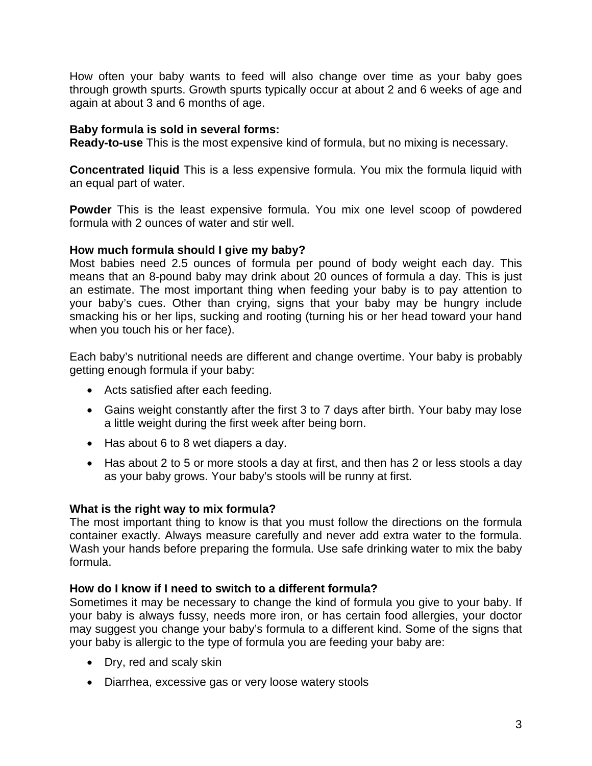How often your baby wants to feed will also change over time as your baby goes through growth spurts. Growth spurts typically occur at about 2 and 6 weeks of age and again at about 3 and 6 months of age.

**Baby formula is sold in several forms:**
**Ready-to-use** This is the most expensive kind of formula, but no mixing is necessary.

**Concentrated liquid** This is a less expensive formula. You mix the formula liquid with an equal part of water.

**Powder** This is the least expensive formula. You mix one level scoop of powdered formula with 2 ounces of water and stir well.

**How much formula should I give my baby?**
Most babies need 2.5 ounces of formula per pound of body weight each day. This means that an 8-pound baby may drink about 20 ounces of formula a day. This is just an estimate. The most important thing when feeding your baby is to pay attention to your baby's cues. Other than crying, signs that your baby may be hungry include smacking his or her lips, sucking and rooting (turning his or her head toward your hand when you touch his or her face).

Each baby's nutritional needs are different and change overtime. Your baby is probably getting enough formula if your baby:

- Acts satisfied after each feeding.
- Gains weight constantly after the first 3 to 7 days after birth. Your baby may lose a little weight during the first week after being born.
- Has about 6 to 8 wet diapers a day.
- Has about 2 to 5 or more stools a day at first, and then has 2 or less stools a day as your baby grows. Your baby's stools will be runny at first.

**What is the right way to mix formula?**
The most important thing to know is that you must follow the directions on the formula container exactly. Always measure carefully and never add extra water to the formula. Wash your hands before preparing the formula. Use safe drinking water to mix the baby formula.

**How do I know if I need to switch to a different formula?**
Sometimes it may be necessary to change the kind of formula you give to your baby. If your baby is always fussy, needs more iron, or has certain food allergies, your doctor may suggest you change your baby's formula to a different kind. Some of the signs that your baby is allergic to the type of formula you are feeding your baby are:

- Dry, red and scaly skin
- Diarrhea, excessive gas or very loose watery stools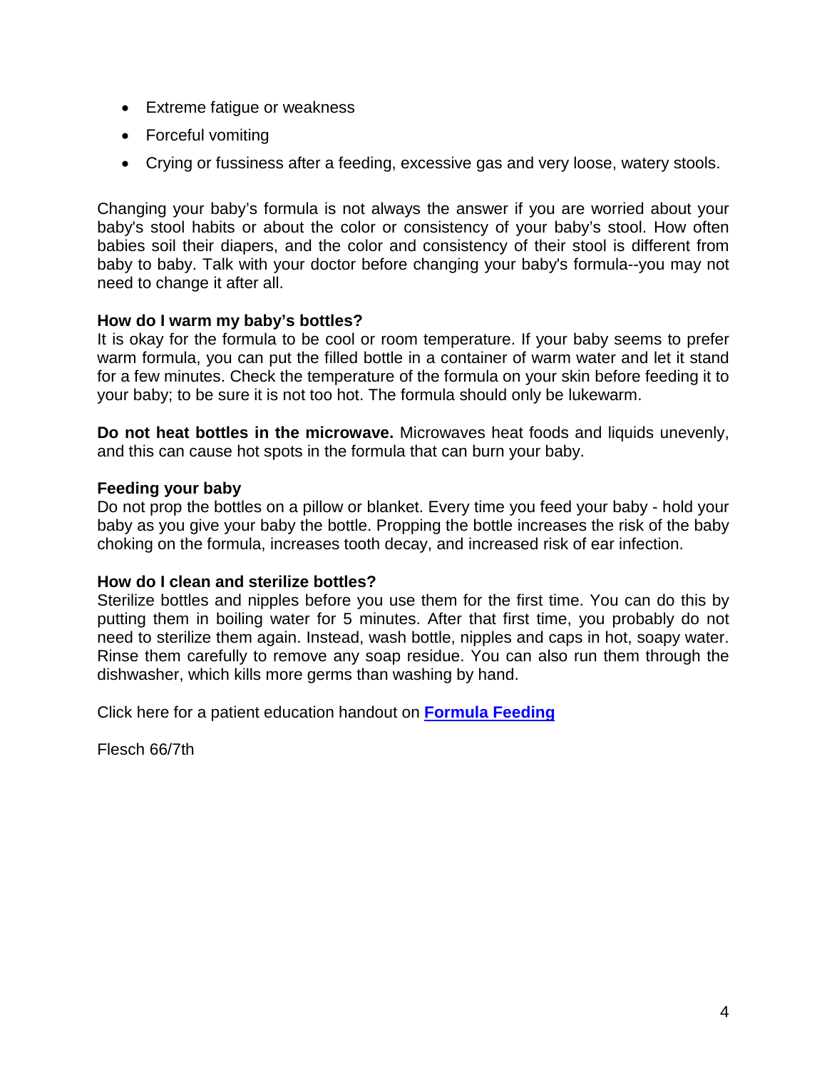- Extreme fatigue or weakness
- Forceful vomiting
- Crying or fussiness after a feeding, excessive gas and very loose, watery stools.

Changing your baby's formula is not always the answer if you are worried about your baby's stool habits or about the color or consistency of your baby's stool. How often babies soil their diapers, and the color and consistency of their stool is different from baby to baby. Talk with your doctor before changing your baby's formula--you may not need to change it after all.

**How do I warm my baby's bottles?**
It is okay for the formula to be cool or room temperature. If your baby seems to prefer warm formula, you can put the filled bottle in a container of warm water and let it stand for a few minutes. Check the temperature of the formula on your skin before feeding it to your baby; to be sure it is not too hot. The formula should only be lukewarm.

**Do not heat bottles in the microwave.** Microwaves heat foods and liquids unevenly, and this can cause hot spots in the formula that can burn your baby.

**Feeding your baby**
Do not prop the bottles on a pillow or blanket. Every time you feed your baby - hold your baby as you give your baby the bottle. Propping the bottle increases the risk of the baby choking on the formula, increases tooth decay, and increased risk of ear infection.

**How do I clean and sterilize bottles?**
Sterilize bottles and nipples before you use them for the first time. You can do this by putting them in boiling water for 5 minutes. After that first time, you probably do not need to sterilize them again. Instead, wash bottle, nipples and caps in hot, soapy water. Rinse them carefully to remove any soap residue. You can also run them through the dishwasher, which kills more germs than washing by hand.

Click here for a patient education handout on **Formula Feeding**

Flesch 66/7th